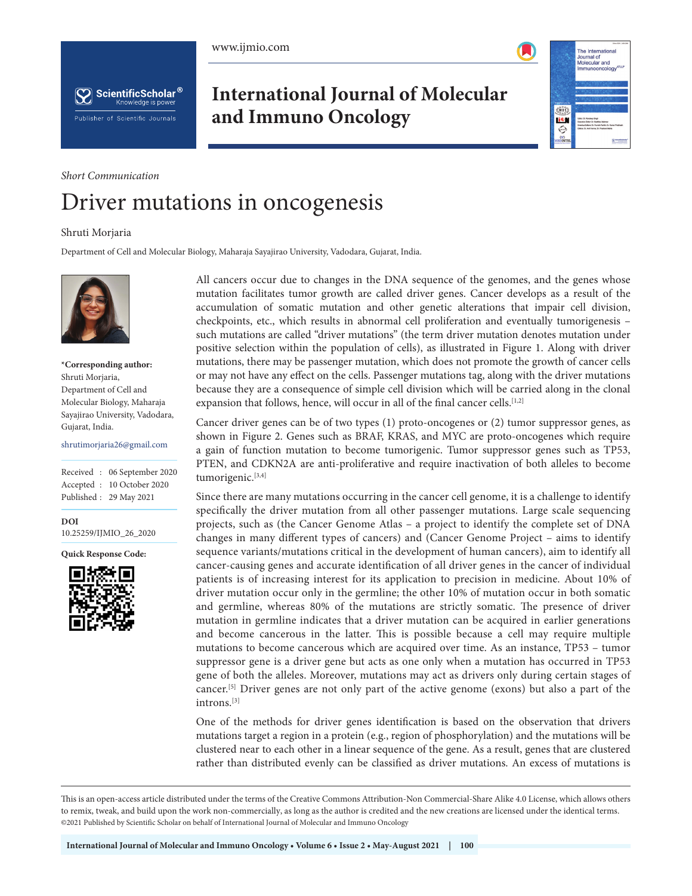Short Communication

# Driver mutations in oncogenesis

Shruti Morjaria

Department of Cell and Molecular Biology, Maharaja Sayajirao University, Vadodara, Gujarat, India.

**\*Corresponding author:**
Shruti Morjaria,
Department of Cell and Molecular Biology, Maharaja Sayajirao University, Vadodara, Gujarat, India.

shrutimorjaria26@gmail.com

Received : 06 September 2020
Accepted : 10 October 2020
Published : 29 May 2021

**DOI**
10.25259/IJMIO_26_2020

**Quick Response Code:**

All cancers occur due to changes in the DNA sequence of the genomes, and the genes whose mutation facilitates tumor growth are called driver genes. Cancer develops as a result of the accumulation of somatic mutation and other genetic alterations that impair cell division, checkpoints, etc., which results in abnormal cell proliferation and eventually tumorigenesis – such mutations are called "driver mutations" (the term driver mutation denotes mutation under positive selection within the population of cells), as illustrated in Figure 1. Along with driver mutations, there may be passenger mutation, which does not promote the growth of cancer cells or may not have any effect on the cells. Passenger mutations tag, along with the driver mutations because they are a consequence of simple cell division which will be carried along in the clonal expansion that follows, hence, will occur in all of the final cancer cells.[1,2]

Cancer driver genes can be of two types (1) proto-oncogenes or (2) tumor suppressor genes, as shown in Figure 2. Genes such as BRAF, KRAS, and MYC are proto-oncogenes which require a gain of function mutation to become tumorigenic. Tumor suppressor genes such as TP53, PTEN, and CDKN2A are anti-proliferative and require inactivation of both alleles to become tumorigenic.[3,4]

Since there are many mutations occurring in the cancer cell genome, it is a challenge to identify specifically the driver mutation from all other passenger mutations. Large scale sequencing projects, such as (the Cancer Genome Atlas – a project to identify the complete set of DNA changes in many different types of cancers) and (Cancer Genome Project – aims to identify sequence variants/mutations critical in the development of human cancers), aim to identify all cancer-causing genes and accurate identification of all driver genes in the cancer of individual patients is of increasing interest for its application to precision in medicine. About 10% of driver mutation occur only in the germline; the other 10% of mutation occur in both somatic and germline, whereas 80% of the mutations are strictly somatic. The presence of driver mutation in germline indicates that a driver mutation can be acquired in earlier generations and become cancerous in the latter. This is possible because a cell may require multiple mutations to become cancerous which are acquired over time. As an instance, TP53 – tumor suppressor gene is a driver gene but acts as one only when a mutation has occurred in TP53 gene of both the alleles. Moreover, mutations may act as drivers only during certain stages of cancer.[5] Driver genes are not only part of the active genome (exons) but also a part of the introns.[3]

One of the methods for driver genes identification is based on the observation that drivers mutations target a region in a protein (e.g., region of phosphorylation) and the mutations will be clustered near to each other in a linear sequence of the gene. As a result, genes that are clustered rather than distributed evenly can be classified as driver mutations. An excess of mutations is

This is an open-access article distributed under the terms of the Creative Commons Attribution-Non Commercial-Share Alike 4.0 License, which allows others to remix, tweak, and build upon the work non-commercially, as long as the author is credited and the new creations are licensed under the identical terms.
©2021 Published by Scientific Scholar on behalf of International Journal of Molecular and Immuno Oncology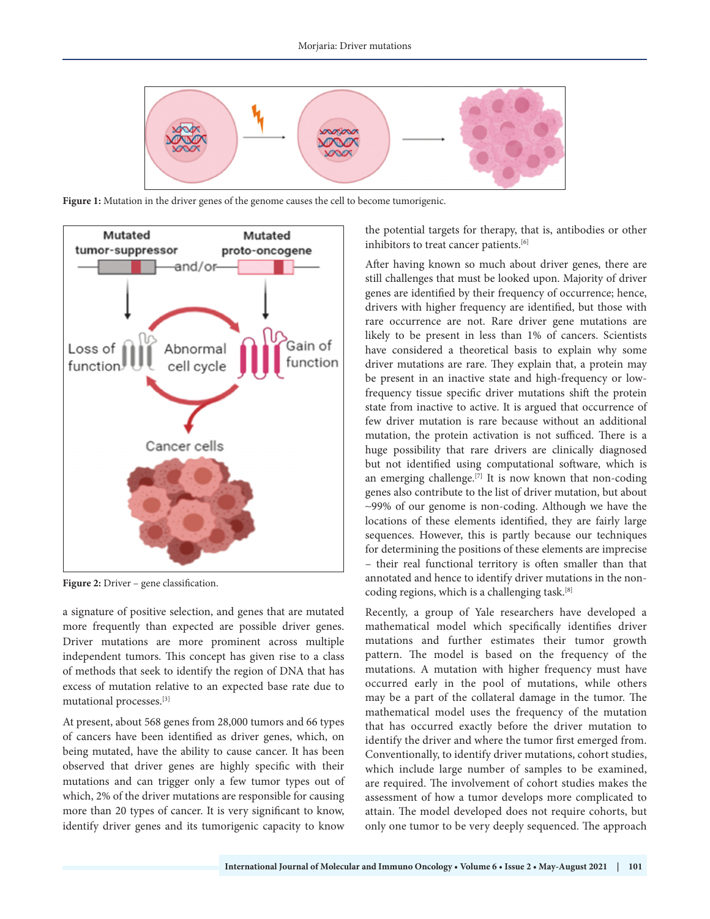Figure 1: Mutation in the driver genes of the genome causes the cell to become tumorigenic.

Figure 2: Driver – gene classification.

a signature of positive selection, and genes that are mutated more frequently than expected are possible driver genes. Driver mutations are more prominent across multiple independent tumors. This concept has given rise to a class of methods that seek to identify the region of DNA that has excess of mutation relative to an expected base rate due to mutational processes.[3]

At present, about 568 genes from 28,000 tumors and 66 types of cancers have been identified as driver genes, which, on being mutated, have the ability to cause cancer. It has been observed that driver genes are highly specific with their mutations and can trigger only a few tumor types out of which, 2% of the driver mutations are responsible for causing more than 20 types of cancer. It is very significant to know, identify driver genes and its tumorigenic capacity to know the potential targets for therapy, that is, antibodies or other inhibitors to treat cancer patients.[6]

After having known so much about driver genes, there are still challenges that must be looked upon. Majority of driver genes are identified by their frequency of occurrence; hence, drivers with higher frequency are identified, but those with rare occurrence are not. Rare driver gene mutations are likely to be present in less than 1% of cancers. Scientists have considered a theoretical basis to explain why some driver mutations are rare. They explain that, a protein may be present in an inactive state and high-frequency or low-frequency tissue specific driver mutations shift the protein state from inactive to active. It is argued that occurrence of few driver mutation is rare because without an additional mutation, the protein activation is not sufficed. There is a huge possibility that rare drivers are clinically diagnosed but not identified using computational software, which is an emerging challenge.[7] It is now known that non-coding genes also contribute to the list of driver mutation, but about ~99% of our genome is non-coding. Although we have the locations of these elements identified, they are fairly large sequences. However, this is partly because our techniques for determining the positions of these elements are imprecise – their real functional territory is often smaller than that annotated and hence to identify driver mutations in the non-coding regions, which is a challenging task.[8]

Recently, a group of Yale researchers have developed a mathematical model which specifically identifies driver mutations and further estimates their tumor growth pattern. The model is based on the frequency of the mutations. A mutation with higher frequency must have occurred early in the pool of mutations, while others may be a part of the collateral damage in the tumor. The mathematical model uses the frequency of the mutation that has occurred exactly before the driver mutation to identify the driver and where the tumor first emerged from. Conventionally, to identify driver mutations, cohort studies, which include large number of samples to be examined, are required. The involvement of cohort studies makes the assessment of how a tumor develops more complicated to attain. The model developed does not require cohorts, but only one tumor to be very deeply sequenced. The approach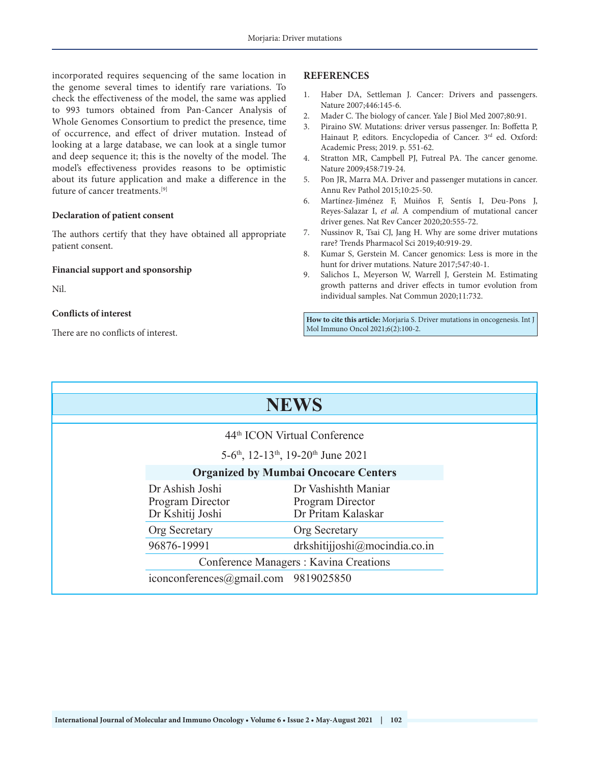incorporated requires sequencing of the same location in the genome several times to identify rare variations. To check the effectiveness of the model, the same was applied to 993 tumors obtained from Pan-Cancer Analysis of Whole Genomes Consortium to predict the presence, time of occurrence, and effect of driver mutation. Instead of looking at a large database, we can look at a single tumor and deep sequence it; this is the novelty of the model. The model's effectiveness provides reasons to be optimistic about its future application and make a difference in the future of cancer treatments.[9]

### Declaration of patient consent

The authors certify that they have obtained all appropriate patient consent.

### Financial support and sponsorship

Nil.

### Conflicts of interest

There are no conflicts of interest.

## REFERENCES

1. Haber DA, Settleman J. Cancer: Drivers and passengers. Nature 2007;446:145-6.
2. Mader C. The biology of cancer. Yale J Biol Med 2007;80:91.
3. Piraino SW. Mutations: driver versus passenger. In: Boffetta P, Hainaut P, editors. Encyclopedia of Cancer. 3rd ed. Oxford: Academic Press; 2019. p. 551-62.
4. Stratton MR, Campbell PJ, Futreal PA. The cancer genome. Nature 2009;458:719-24.
5. Pon JR, Marra MA. Driver and passenger mutations in cancer. Annu Rev Pathol 2015;10:25-50.
6. Martínez-Jiménez F, Muiños F, Sentís I, Deu-Pons J, Reyes-Salazar I, *et al*. A compendium of mutational cancer driver genes. Nat Rev Cancer 2020;20:555-72.
7. Nussinov R, Tsai CJ, Jang H. Why are some driver mutations rare? Trends Pharmacol Sci 2019;40:919-29.
8. Kumar S, Gerstein M. Cancer genomics: Less is more in the hunt for driver mutations. Nature 2017;547:40-1.
9. Salichos L, Meyerson W, Warrell J, Gerstein M. Estimating growth patterns and driver effects in tumor evolution from individual samples. Nat Commun 2020;11:732.

**How to cite this article:** Morjaria S. Driver mutations in oncogenesis. Int J Mol Immuno Oncol 2021;6(2):100-2.

# NEWS

44th ICON Virtual Conference

5-6th, 12-13th, 19-20th June 2021

**Organized by Mumbai Oncocare Centers**

| | |
|---|---|
| Dr Ashish Joshi<br>Program Director<br>Dr Kshitij Joshi | Dr Vashishth Maniar<br>Program Director<br>Dr Pritam Kalaskar |
| Org Secretary | Org Secretary |
| 96876-19991 | drkshitijjoshi@mocindia.co.in |
| Conference Managers : Kavina Creations | |
| iconconferences@gmail.com | 9819025850 |